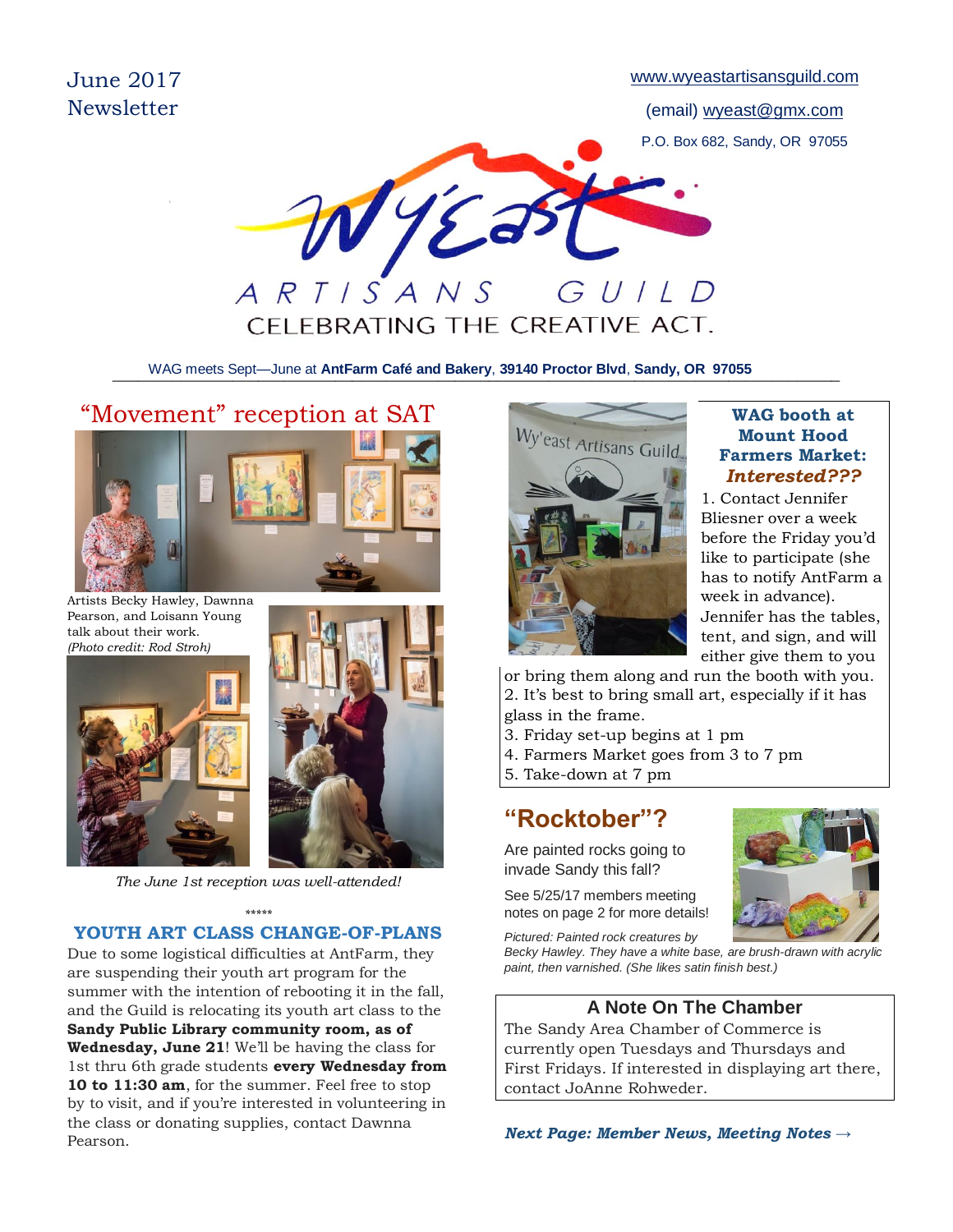June 2017 Newsletter

www.wyeastartisansguild.com

(email) wyeast@gmx.com

P.O. Box 682, Sandy, OR 97055

# Wy'East Artisans Guild

CELEBRATING THE CREATIVE ACT.

WAG meets Sept—June at **AntFarm Café and Bakery**, **39140 Proctor Blvd**, **Sandy, OR 97055**

## "Movement" reception at SAT

Artists Becky Hawley, Dawnna Pearson, and Loisann Young talk about their work.
*(Photo credit: Rod Stroh)*

*The June 1st reception was well-attended!*

\*\*\*\*\*

## YOUTH ART CLASS CHANGE-OF-PLANS

Due to some logistical difficulties at AntFarm, they are suspending their youth art program for the summer with the intention of rebooting it in the fall, and the Guild is relocating its youth art class to the **Sandy Public Library community room, as of Wednesday, June 21**! We'll be having the class for 1st thru 6th grade students **every Wednesday from 10 to 11:30 am**, for the summer. Feel free to stop by to visit, and if you're interested in volunteering in the class or donating supplies, contact Dawnna Pearson.

## WAG booth at Mount Hood Farmers Market: *Interested???*

1. Contact Jennifer Bliesner over a week before the Friday you'd like to participate (she has to notify AntFarm a week in advance). Jennifer has the tables, tent, and sign, and will either give them to you or bring them along and run the booth with you.
2. It's best to bring small art, especially if it has glass in the frame.
3. Friday set-up begins at 1 pm
4. Farmers Market goes from 3 to 7 pm
5. Take-down at 7 pm

## "Rocktober"?

Are painted rocks going to invade Sandy this fall?

See 5/25/17 members meeting notes on page 2 for more details!

*Pictured: Painted rock creatures by Becky Hawley. They have a white base, are brush-drawn with acrylic paint, then varnished. (She likes satin finish best.)*

## A Note On The Chamber

The Sandy Area Chamber of Commerce is currently open Tuesdays and Thursdays and First Fridays. If interested in displaying art there, contact JoAnne Rohweder.

***Next Page: Member News, Meeting Notes →***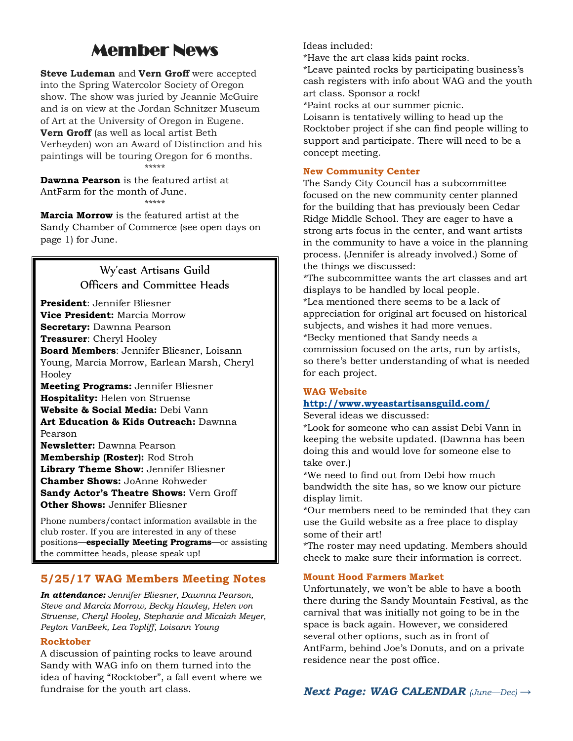# Member News

**Steve Ludeman** and **Vern Groff** were accepted into the Spring Watercolor Society of Oregon show. The show was juried by Jeannie McGuire and is on view at the Jordan Schnitzer Museum of Art at the University of Oregon in Eugene. **Vern Groff** (as well as local artist Beth Verheyden) won an Award of Distinction and his paintings will be touring Oregon for 6 months.

*****

**Dawnna Pearson** is the featured artist at AntFarm for the month of June.

*****

**Marcia Morrow** is the featured artist at the Sandy Chamber of Commerce (see open days on page 1) for June.

## Wy'east Artisans Guild Officers and Committee Heads

**President**: Jennifer Bliesner
**Vice President:** Marcia Morrow
**Secretary:** Dawnna Pearson
**Treasurer**: Cheryl Hooley
**Board Members**: Jennifer Bliesner, Loisann Young, Marcia Morrow, Earlean Marsh, Cheryl Hooley
**Meeting Programs:** Jennifer Bliesner
**Hospitality:** Helen von Struense
**Website & Social Media:** Debi Vann
**Art Education & Kids Outreach:** Dawnna Pearson
**Newsletter:** Dawnna Pearson
**Membership (Roster):** Rod Stroh
**Library Theme Show:** Jennifer Bliesner
**Chamber Shows:** JoAnne Rohweder
**Sandy Actor's Theatre Shows:** Vern Groff
**Other Shows:** Jennifer Bliesner

Phone numbers/contact information available in the club roster. If you are interested in any of these positions—**especially Meeting Programs**—or assisting the committee heads, please speak up!

## 5/25/17 WAG Members Meeting Notes

***In attendance:*** *Jennifer Bliesner, Dawnna Pearson, Steve and Marcia Morrow, Becky Hawley, Helen von Struense, Cheryl Hooley, Stephanie and Micaiah Meyer, Peyton VanBeek, Lea Topliff, Loisann Young*

### Rocktober

A discussion of painting rocks to leave around Sandy with WAG info on them turned into the idea of having "Rocktober", a fall event where we fundraise for the youth art class.

Ideas included:
*Have the art class kids paint rocks.
*Leave painted rocks by participating business's cash registers with info about WAG and the youth art class. Sponsor a rock!
*Paint rocks at our summer picnic.
Loisann is tentatively willing to head up the Rocktober project if she can find people willing to support and participate. There will need to be a concept meeting.

### New Community Center

The Sandy City Council has a subcommittee focused on the new community center planned for the building that has previously been Cedar Ridge Middle School. They are eager to have a strong arts focus in the center, and want artists in the community to have a voice in the planning process. (Jennifer is already involved.) Some of the things we discussed:
*The subcommittee wants the art classes and art displays to be handled by local people.
*Lea mentioned there seems to be a lack of appreciation for original art focused on historical subjects, and wishes it had more venues.
*Becky mentioned that Sandy needs a commission focused on the arts, run by artists, so there's better understanding of what is needed for each project.

### WAG Website

**http://www.wyeastartisansguild.com/**

Several ideas we discussed:
*Look for someone who can assist Debi Vann in keeping the website updated. (Dawnna has been doing this and would love for someone else to take over.)
*We need to find out from Debi how much bandwidth the site has, so we know our picture display limit.
*Our members need to be reminded that they can use the Guild website as a free place to display some of their art!
*The roster may need updating. Members should check to make sure their information is correct.

### Mount Hood Farmers Market

Unfortunately, we won't be able to have a booth there during the Sandy Mountain Festival, as the carnival that was initially not going to be in the space is back again. However, we considered several other options, such as in front of AntFarm, behind Joe's Donuts, and on a private residence near the post office.

***Next Page: WAG CALENDAR*** *(June—Dec)* →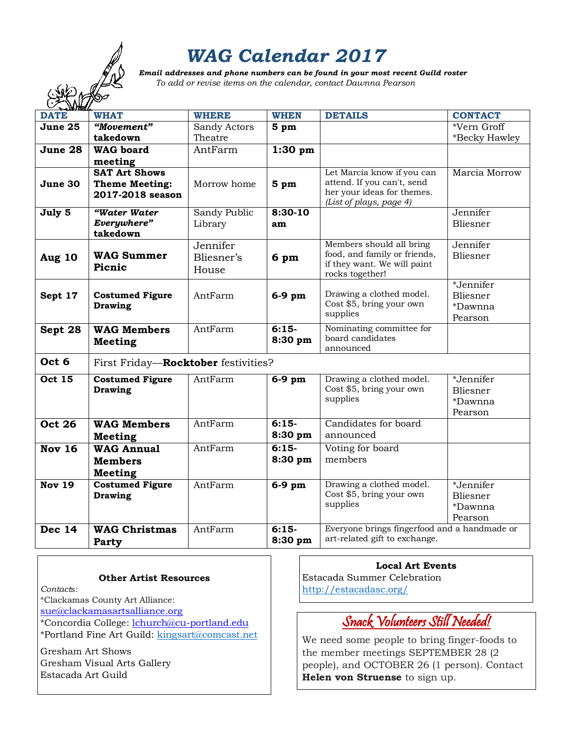# WAG Calendar 2017

***Email addresses and phone numbers can be found in your most recent Guild roster***

*To add or revise items on the calendar, contact Dawnna Pearson*

| DATE | WHAT | WHERE | WHEN | DETAILS | CONTACT |
|---|---|---|---|---|---|
| **June 25** | ***"Movement"* takedown** | Sandy Actors Theatre | **5 pm** | | *Vern Groff *Becky Hawley |
| **June 28** | **WAG board meeting** | AntFarm | **1:30 pm** | | |
| **June 30** | **SAT Art Shows Theme Meeting: 2017-2018 season** | Morrow home | **5 pm** | Let Marcia know if you can attend. If you can't, send her your ideas for themes. *(List of plays, page 4)* | Marcia Morrow |
| **July 5** | ***"Water Water Everywhere"* takedown** | Sandy Public Library | **8:30-10 am** | | Jennifer Bliesner |
| **Aug 10** | **WAG Summer Picnic** | Jennifer Bliesner's House | **6 pm** | Members should all bring food, and family or friends, if they want. We will paint rocks together! | Jennifer Bliesner |
| **Sept 17** | **Costumed Figure Drawing** | AntFarm | **6-9 pm** | Drawing a clothed model. Cost $5, bring your own supplies | *Jennifer Bliesner *Dawnna Pearson |
| **Sept 28** | **WAG Members Meeting** | AntFarm | **6:15-8:30 pm** | Nominating committee for board candidates announced | |
| **Oct 6** | First Friday—**Rocktober** festivities? | | | | |
| **Oct 15** | **Costumed Figure Drawing** | AntFarm | **6-9 pm** | Drawing a clothed model. Cost $5, bring your own supplies | *Jennifer Bliesner *Dawnna Pearson |
| **Oct 26** | **WAG Members Meeting** | AntFarm | **6:15-8:30 pm** | Candidates for board announced | |
| **Nov 16** | **WAG Annual Members Meeting** | AntFarm | **6:15-8:30 pm** | Voting for board members | |
| **Nov 19** | **Costumed Figure Drawing** | AntFarm | **6-9 pm** | Drawing a clothed model. Cost $5, bring your own supplies | *Jennifer Bliesner *Dawnna Pearson |
| **Dec 14** | **WAG Christmas Party** | AntFarm | **6:15-8:30 pm** | Everyone brings fingerfood and a handmade or art-related gift to exchange. | |

### Other Artist Resources

*Contacts*:

*Clackamas County Art Alliance: sue@clackamasartsalliance.org
*Concordia College: lchurch@cu-portland.edu
*Portland Fine Art Guild: kingsart@comcast.net

Gresham Art Shows
Gresham Visual Arts Gallery
Estacada Art Guild

### Local Art Events

Estacada Summer Celebration
http://estacadasc.org/

### Snack Volunteers Still Needed!

We need some people to bring finger-foods to the member meetings SEPTEMBER 28 (2 people), and OCTOBER 26 (1 person). Contact **Helen von Struense** to sign up.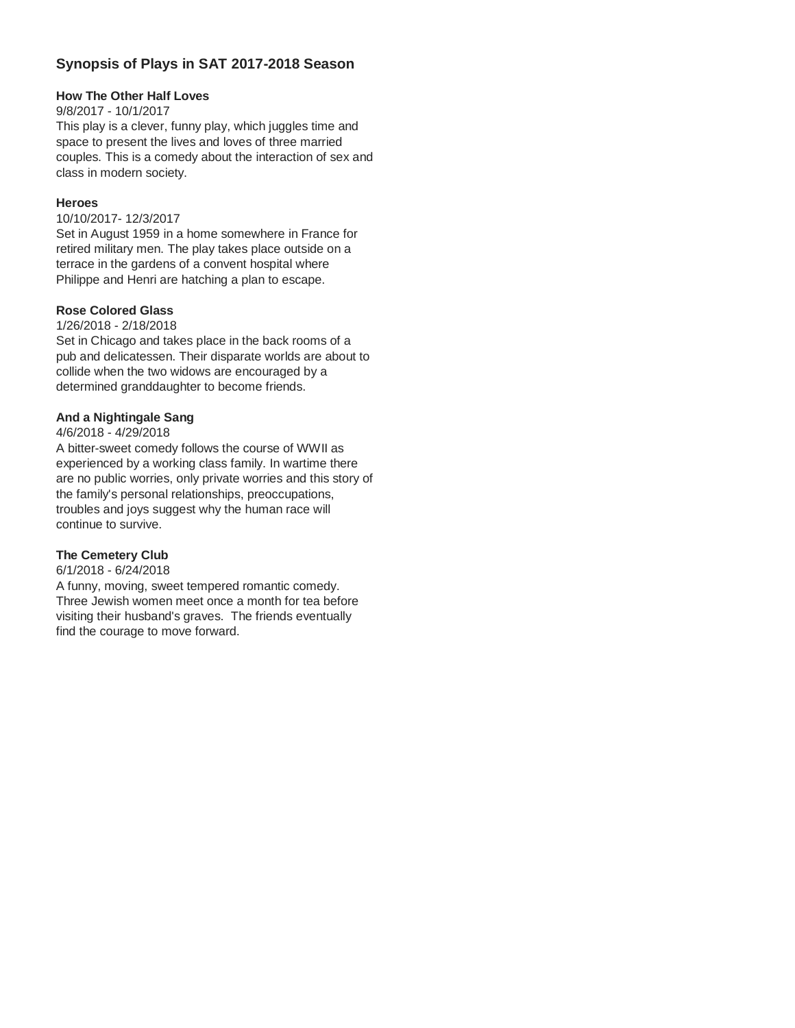## Synopsis of Plays in SAT 2017-2018 Season

### How The Other Half Loves

9/8/2017 - 10/1/2017

This play is a clever, funny play, which juggles time and space to present the lives and loves of three married couples. This is a comedy about the interaction of sex and class in modern society.

### Heroes

10/10/2017- 12/3/2017

Set in August 1959 in a home somewhere in France for retired military men. The play takes place outside on a terrace in the gardens of a convent hospital where Philippe and Henri are hatching a plan to escape.

### Rose Colored Glass

1/26/2018 - 2/18/2018

Set in Chicago and takes place in the back rooms of a pub and delicatessen. Their disparate worlds are about to collide when the two widows are encouraged by a determined granddaughter to become friends.

### And a Nightingale Sang

4/6/2018 - 4/29/2018

A bitter-sweet comedy follows the course of WWII as experienced by a working class family. In wartime there are no public worries, only private worries and this story of the family's personal relationships, preoccupations, troubles and joys suggest why the human race will continue to survive.

### The Cemetery Club

6/1/2018 - 6/24/2018

A funny, moving, sweet tempered romantic comedy. Three Jewish women meet once a month for tea before visiting their husband's graves. The friends eventually find the courage to move forward.